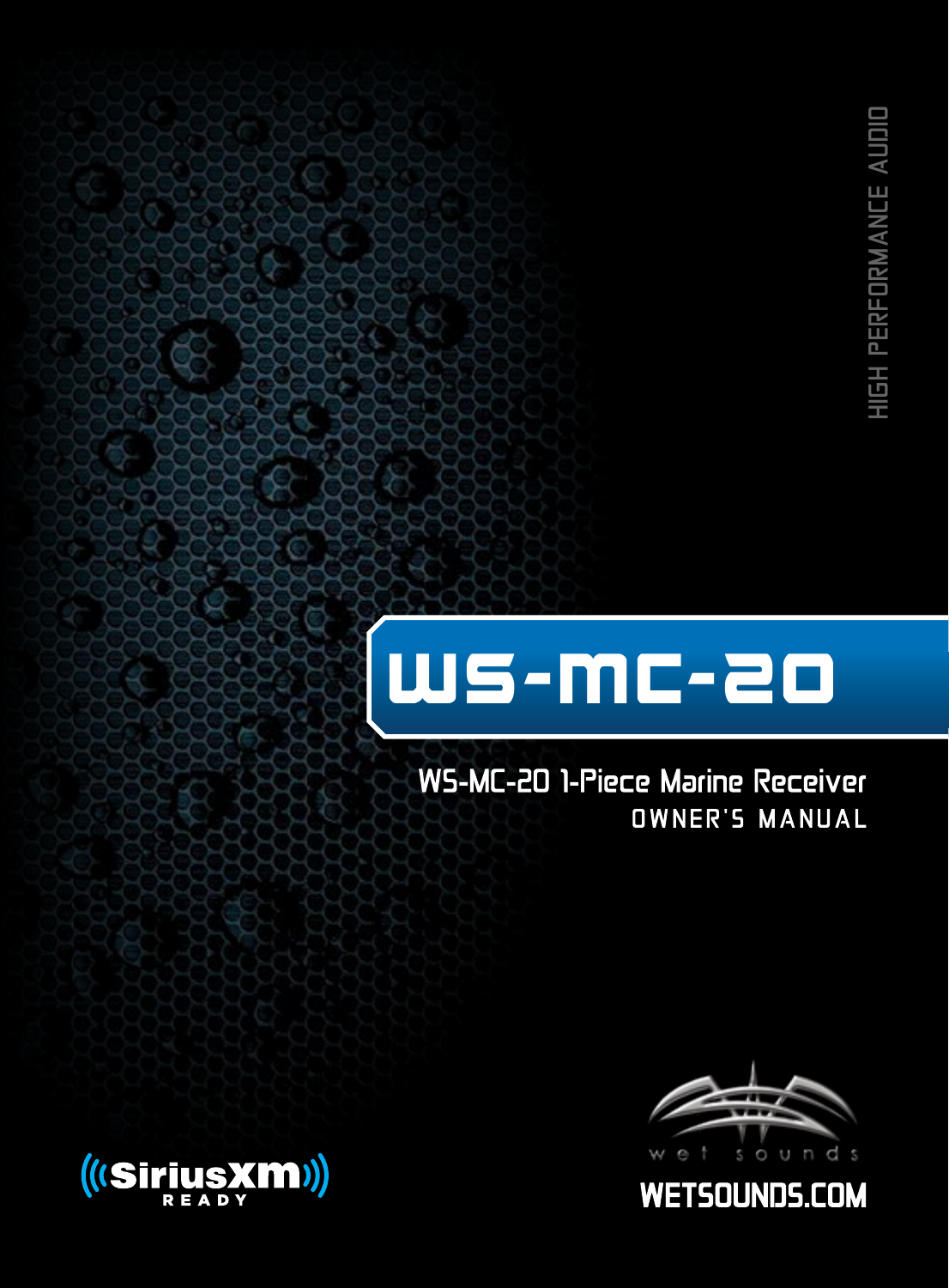HIGH PERFORMANCE AUDIO

# WS-MC-20

## WS-MC-20 1-Piece Marine Receiver

OWNER'S MANUAL

SiriusXM READY

wet sounds

WETSOUNDS.COM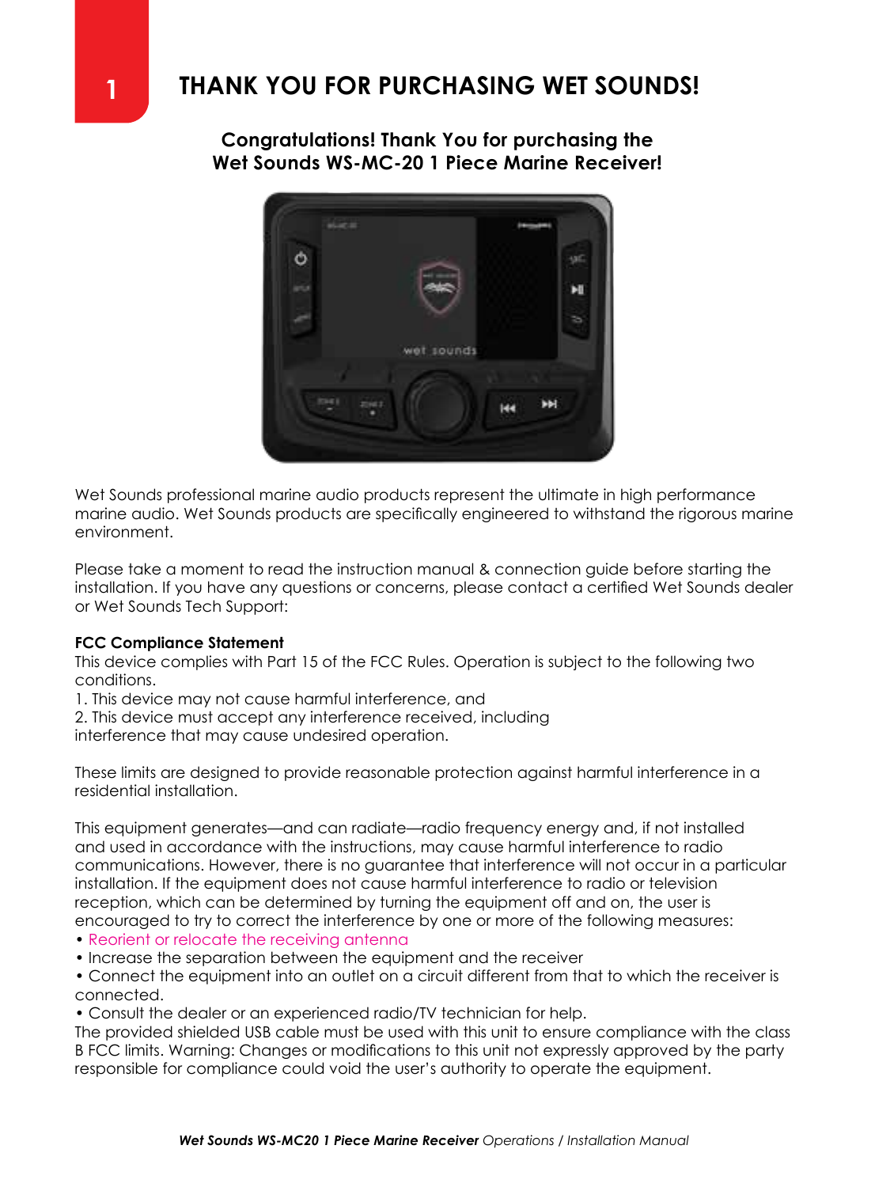# THANK YOU FOR PURCHASING WET SOUNDS!

**Congratulations! Thank You for purchasing the Wet Sounds WS-MC-20 1 Piece Marine Receiver!**

Wet Sounds professional marine audio products represent the ultimate in high performance marine audio. Wet Sounds products are specifically engineered to withstand the rigorous marine environment.

Please take a moment to read the instruction manual & connection guide before starting the installation. If you have any questions or concerns, please contact a certified Wet Sounds dealer or Wet Sounds Tech Support:

**FCC Compliance Statement**

This device complies with Part 15 of the FCC Rules. Operation is subject to the following two conditions.

1. This device may not cause harmful interference, and
2. This device must accept any interference received, including interference that may cause undesired operation.

These limits are designed to provide reasonable protection against harmful interference in a residential installation.

This equipment generates—and can radiate—radio frequency energy and, if not installed and used in accordance with the instructions, may cause harmful interference to radio communications. However, there is no guarantee that interference will not occur in a particular installation. If the equipment does not cause harmful interference to radio or television reception, which can be determined by turning the equipment off and on, the user is encouraged to try to correct the interference by one or more of the following measures:

- Reorient or relocate the receiving antenna
- Increase the separation between the equipment and the receiver
- Connect the equipment into an outlet on a circuit different from that to which the receiver is connected.
- Consult the dealer or an experienced radio/TV technician for help.

The provided shielded USB cable must be used with this unit to ensure compliance with the class B FCC limits. Warning: Changes or modifications to this unit not expressly approved by the party responsible for compliance could void the user's authority to operate the equipment.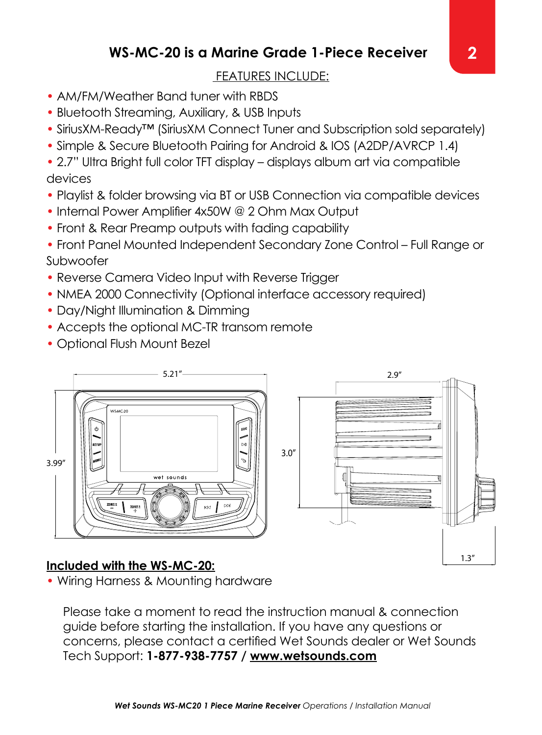## WS-MC-20 is a Marine Grade 1-Piece Receiver

FEATURES INCLUDE:

- AM/FM/Weather Band tuner with RBDS
- Bluetooth Streaming, Auxiliary, & USB Inputs
- SiriusXM-Ready™ (SiriusXM Connect Tuner and Subscription sold separately)
- Simple & Secure Bluetooth Pairing for Android & IOS (A2DP/AVRCP 1.4)
- 2.7" Ultra Bright full color TFT display – displays album art via compatible devices
- Playlist & folder browsing via BT or USB Connection via compatible devices
- Internal Power Amplifier 4x50W @ 2 Ohm Max Output
- Front & Rear Preamp outputs with fading capability
- Front Panel Mounted Independent Secondary Zone Control – Full Range or Subwoofer
- Reverse Camera Video Input with Reverse Trigger
- NMEA 2000 Connectivity (Optional interface accessory required)
- Day/Night Illumination & Dimming
- Accepts the optional MC-TR transom remote
- Optional Flush Mount Bezel

5.21" 3.99" 2.9" 3.0" 1.3"

**Included with the WS-MC-20:**

- Wiring Harness & Mounting hardware

Please take a moment to read the instruction manual & connection guide before starting the installation. If you have any questions or concerns, please contact a certified Wet Sounds dealer or Wet Sounds Tech Support: **1-877-938-7757 / www.wetsounds.com**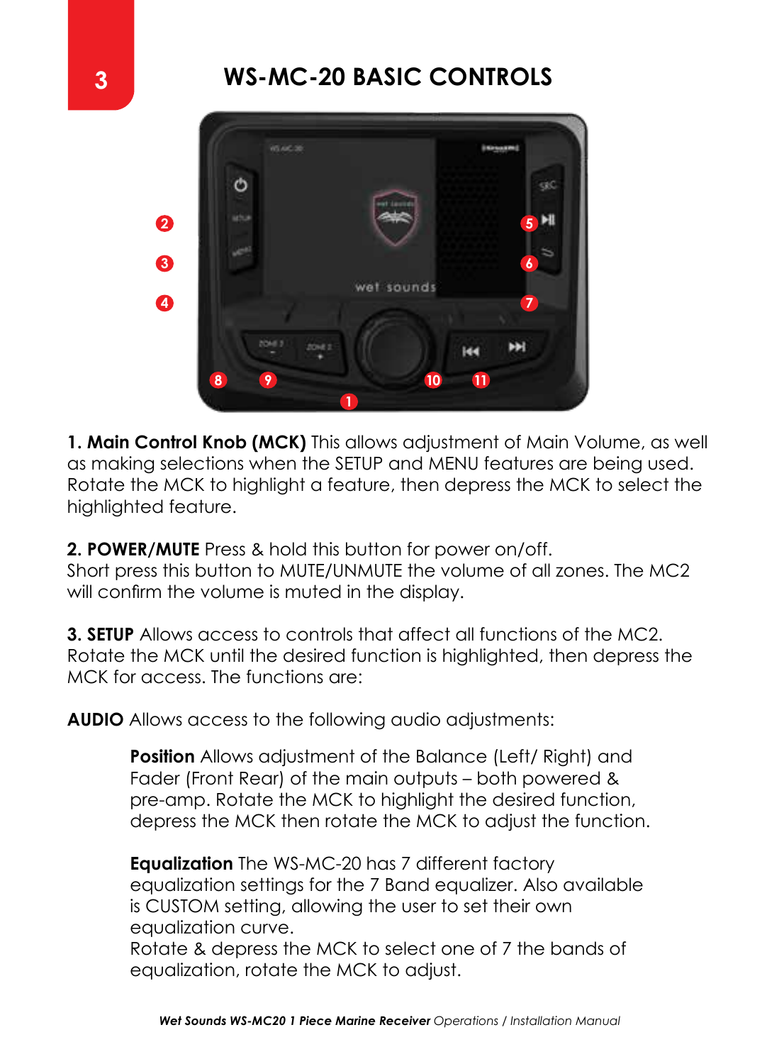# WS-MC-20 BASIC CONTROLS

**1. Main Control Knob (MCK)** This allows adjustment of Main Volume, as well as making selections when the SETUP and MENU features are being used. Rotate the MCK to highlight a feature, then depress the MCK to select the highlighted feature.

**2. POWER/MUTE** Press & hold this button for power on/off.
Short press this button to MUTE/UNMUTE the volume of all zones. The MC2 will confirm the volume is muted in the display.

**3. SETUP** Allows access to controls that affect all functions of the MC2. Rotate the MCK until the desired function is highlighted, then depress the MCK for access. The functions are:

**AUDIO** Allows access to the following audio adjustments:

> **Position** Allows adjustment of the Balance (Left/ Right) and Fader (Front Rear) of the main outputs – both powered & pre-amp. Rotate the MCK to highlight the desired function, depress the MCK then rotate the MCK to adjust the function.
>
> **Equalization** The WS-MC-20 has 7 different factory equalization settings for the 7 Band equalizer. Also available is CUSTOM setting, allowing the user to set their own equalization curve.
> Rotate & depress the MCK to select one of 7 the bands of equalization, rotate the MCK to adjust.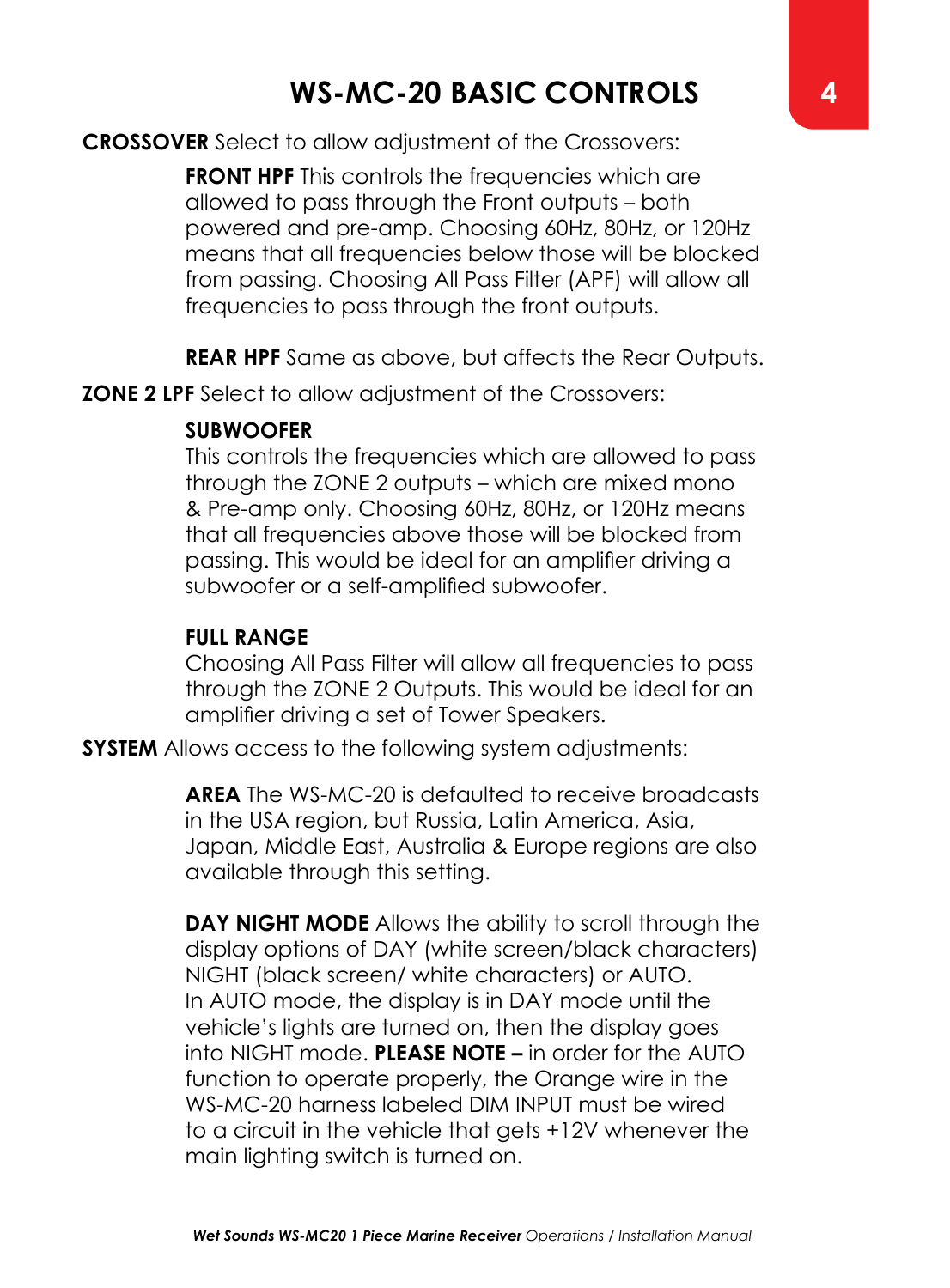# WS-MC-20 BASIC CONTROLS

**CROSSOVER** Select to allow adjustment of the Crossovers:

**FRONT HPF** This controls the frequencies which are allowed to pass through the Front outputs – both powered and pre-amp. Choosing 60Hz, 80Hz, or 120Hz means that all frequencies below those will be blocked from passing. Choosing All Pass Filter (APF) will allow all frequencies to pass through the front outputs.

**REAR HPF** Same as above, but affects the Rear Outputs.

**ZONE 2 LPF** Select to allow adjustment of the Crossovers:

**SUBWOOFER**
This controls the frequencies which are allowed to pass through the ZONE 2 outputs – which are mixed mono & Pre-amp only. Choosing 60Hz, 80Hz, or 120Hz means that all frequencies above those will be blocked from passing. This would be ideal for an amplifier driving a subwoofer or a self-amplified subwoofer.

**FULL RANGE**
Choosing All Pass Filter will allow all frequencies to pass through the ZONE 2 Outputs. This would be ideal for an amplifier driving a set of Tower Speakers.

**SYSTEM** Allows access to the following system adjustments:

**AREA** The WS-MC-20 is defaulted to receive broadcasts in the USA region, but Russia, Latin America, Asia, Japan, Middle East, Australia & Europe regions are also available through this setting.

**DAY NIGHT MODE** Allows the ability to scroll through the display options of DAY (white screen/black characters) NIGHT (black screen/ white characters) or AUTO. In AUTO mode, the display is in DAY mode until the vehicle's lights are turned on, then the display goes into NIGHT mode. **PLEASE NOTE –** in order for the AUTO function to operate properly, the Orange wire in the WS-MC-20 harness labeled DIM INPUT must be wired to a circuit in the vehicle that gets +12V whenever the main lighting switch is turned on.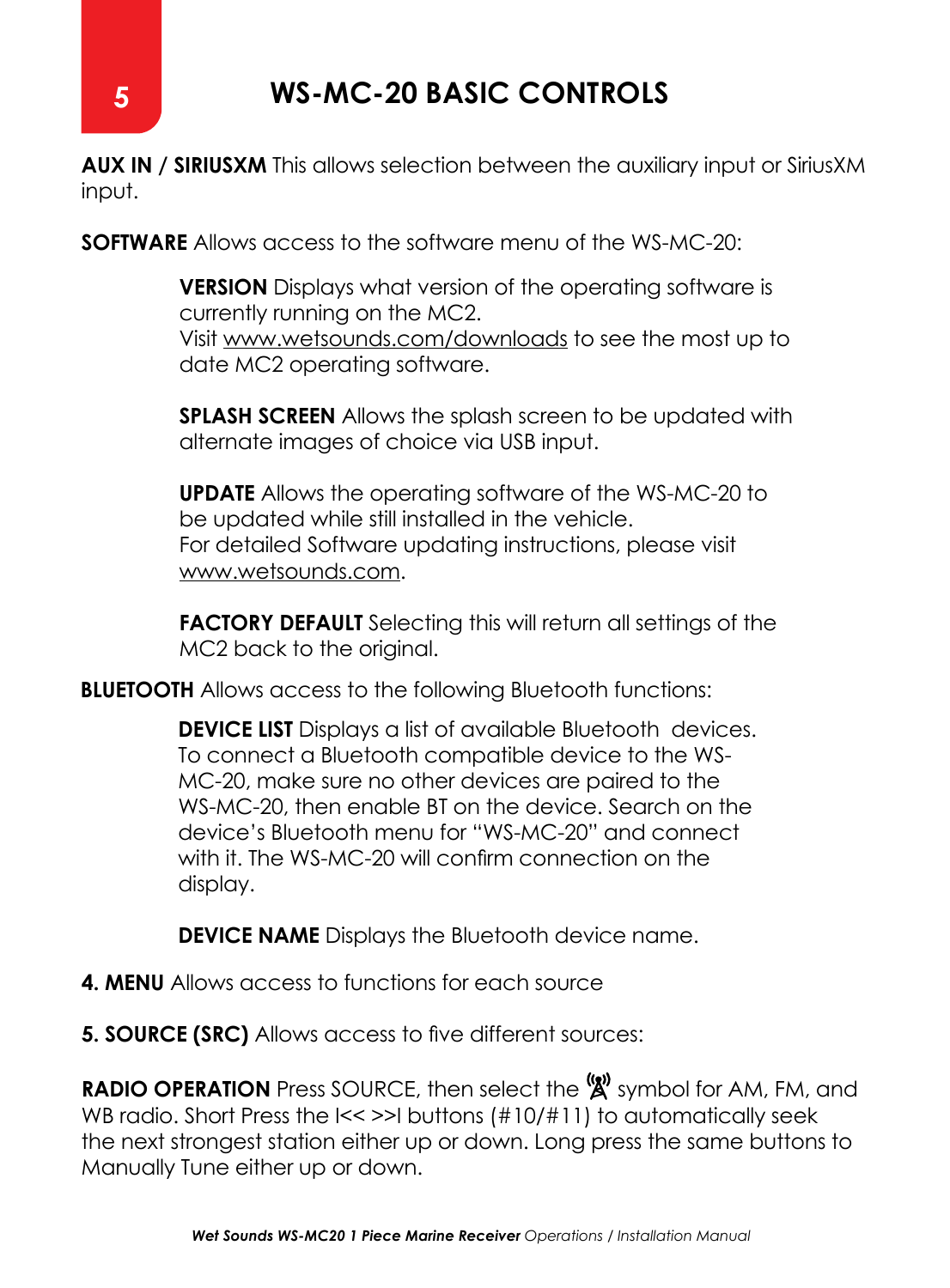# WS-MC-20 BASIC CONTROLS

**AUX IN / SIRIUSXM** This allows selection between the auxiliary input or SiriusXM input.

**SOFTWARE** Allows access to the software menu of the WS-MC-20:

> **VERSION** Displays what version of the operating software is currently running on the MC2.
> Visit www.wetsounds.com/downloads to see the most up to date MC2 operating software.
>
> **SPLASH SCREEN** Allows the splash screen to be updated with alternate images of choice via USB input.
>
> **UPDATE** Allows the operating software of the WS-MC-20 to be updated while still installed in the vehicle.
> For detailed Software updating instructions, please visit www.wetsounds.com.
>
> **FACTORY DEFAULT** Selecting this will return all settings of the MC2 back to the original.

**BLUETOOTH** Allows access to the following Bluetooth functions:

> **DEVICE LIST** Displays a list of available Bluetooth devices. To connect a Bluetooth compatible device to the WS-MC-20, make sure no other devices are paired to the WS-MC-20, then enable BT on the device. Search on the device's Bluetooth menu for "WS-MC-20" and connect with it. The WS-MC-20 will confirm connection on the display.
>
> **DEVICE NAME** Displays the Bluetooth device name.

**4. MENU** Allows access to functions for each source

**5. SOURCE (SRC)** Allows access to five different sources:

**RADIO OPERATION** Press SOURCE, then select the 📡 symbol for AM, FM, and WB radio. Short Press the I<< >>I buttons (#10/#11) to automatically seek the next strongest station either up or down. Long press the same buttons to Manually Tune either up or down.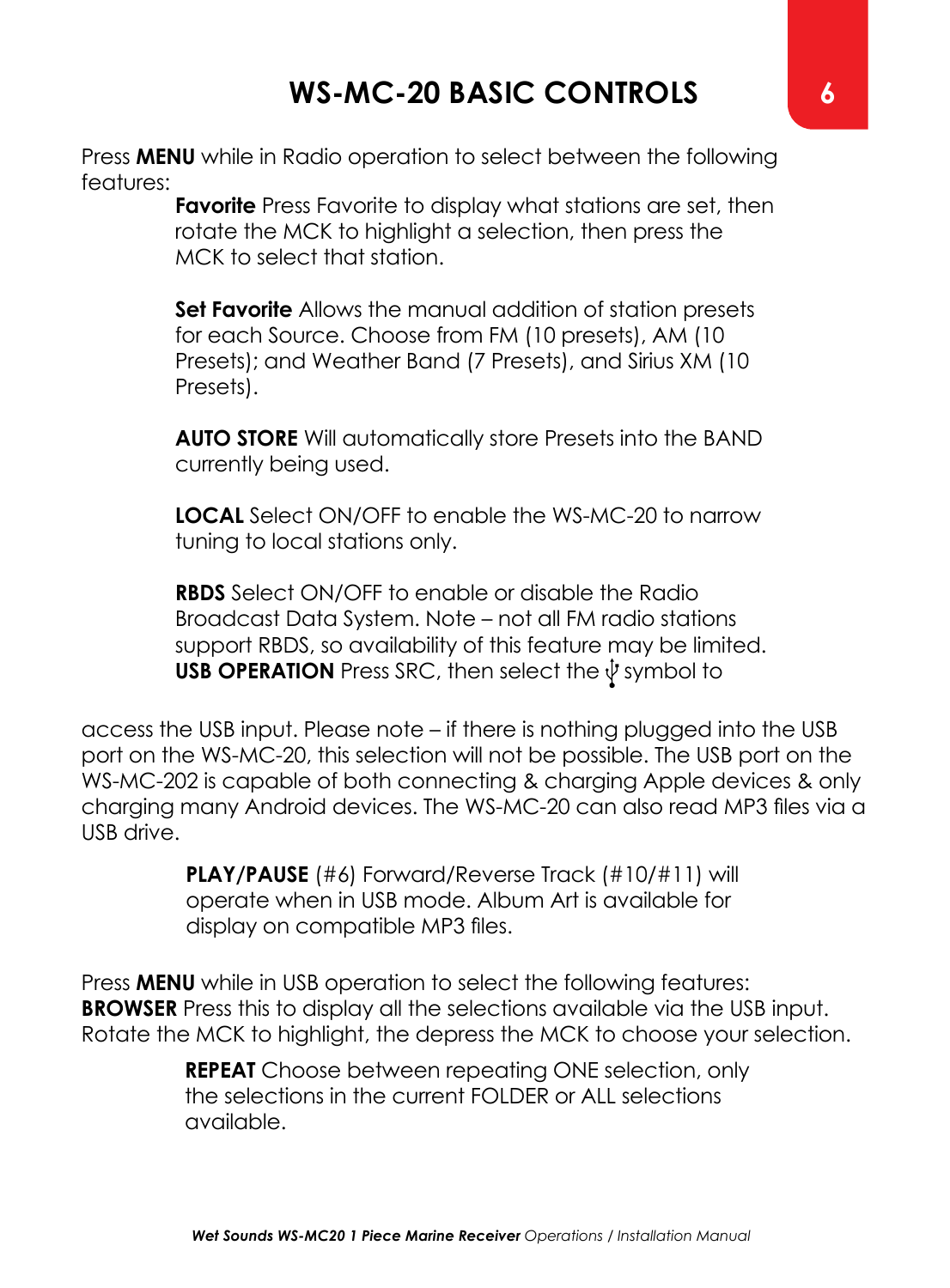# WS-MC-20 BASIC CONTROLS

Press **MENU** while in Radio operation to select between the following features:

**Favorite** Press Favorite to display what stations are set, then rotate the MCK to highlight a selection, then press the MCK to select that station.

**Set Favorite** Allows the manual addition of station presets for each Source. Choose from FM (10 presets), AM (10 Presets); and Weather Band (7 Presets), and Sirius XM (10 Presets).

**AUTO STORE** Will automatically store Presets into the BAND currently being used.

**LOCAL** Select ON/OFF to enable the WS-MC-20 to narrow tuning to local stations only.

**RBDS** Select ON/OFF to enable or disable the Radio Broadcast Data System. Note – not all FM radio stations support RBDS, so availability of this feature may be limited.

**USB OPERATION** Press SRC, then select the ψ symbol to access the USB input. Please note – if there is nothing plugged into the USB port on the WS-MC-20, this selection will not be possible. The USB port on the WS-MC-202 is capable of both connecting & charging Apple devices & only charging many Android devices. The WS-MC-20 can also read MP3 files via a USB drive.

**PLAY/PAUSE** (#6) Forward/Reverse Track (#10/#11) will operate when in USB mode. Album Art is available for display on compatible MP3 files.

Press **MENU** while in USB operation to select the following features:

**BROWSER** Press this to display all the selections available via the USB input. Rotate the MCK to highlight, the depress the MCK to choose your selection.

**REPEAT** Choose between repeating ONE selection, only the selections in the current FOLDER or ALL selections available.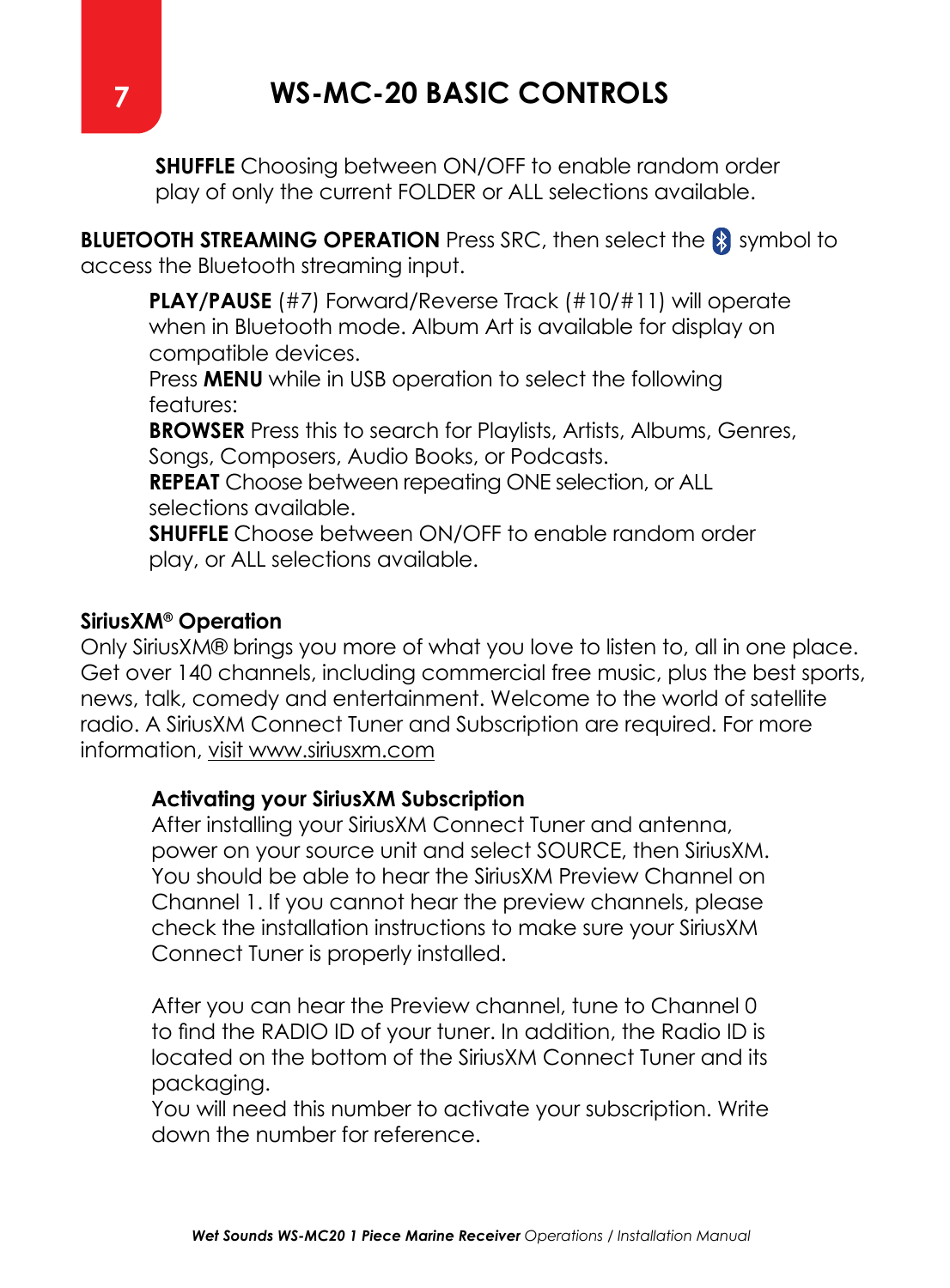# WS-MC-20 BASIC CONTROLS

**SHUFFLE** Choosing between ON/OFF to enable random order play of only the current FOLDER or ALL selections available.

**BLUETOOTH STREAMING OPERATION** Press SRC, then select the Bluetooth symbol to access the Bluetooth streaming input.

**PLAY/PAUSE** (#7) Forward/Reverse Track (#10/#11) will operate when in Bluetooth mode. Album Art is available for display on compatible devices.
Press **MENU** while in USB operation to select the following features:
**BROWSER** Press this to search for Playlists, Artists, Albums, Genres, Songs, Composers, Audio Books, or Podcasts.
**REPEAT** Choose between repeating ONE selection, or ALL selections available.
**SHUFFLE** Choose between ON/OFF to enable random order play, or ALL selections available.

**SiriusXM® Operation**
Only SiriusXM® brings you more of what you love to listen to, all in one place. Get over 140 channels, including commercial free music, plus the best sports, news, talk, comedy and entertainment. Welcome to the world of satellite radio. A SiriusXM Connect Tuner and Subscription are required. For more information, visit www.siriusxm.com

**Activating your SiriusXM Subscription**
After installing your SiriusXM Connect Tuner and antenna, power on your source unit and select SOURCE, then SiriusXM. You should be able to hear the SiriusXM Preview Channel on Channel 1. If you cannot hear the preview channels, please check the installation instructions to make sure your SiriusXM Connect Tuner is properly installed.

After you can hear the Preview channel, tune to Channel 0 to find the RADIO ID of your tuner. In addition, the Radio ID is located on the bottom of the SiriusXM Connect Tuner and its packaging.
You will need this number to activate your subscription. Write down the number for reference.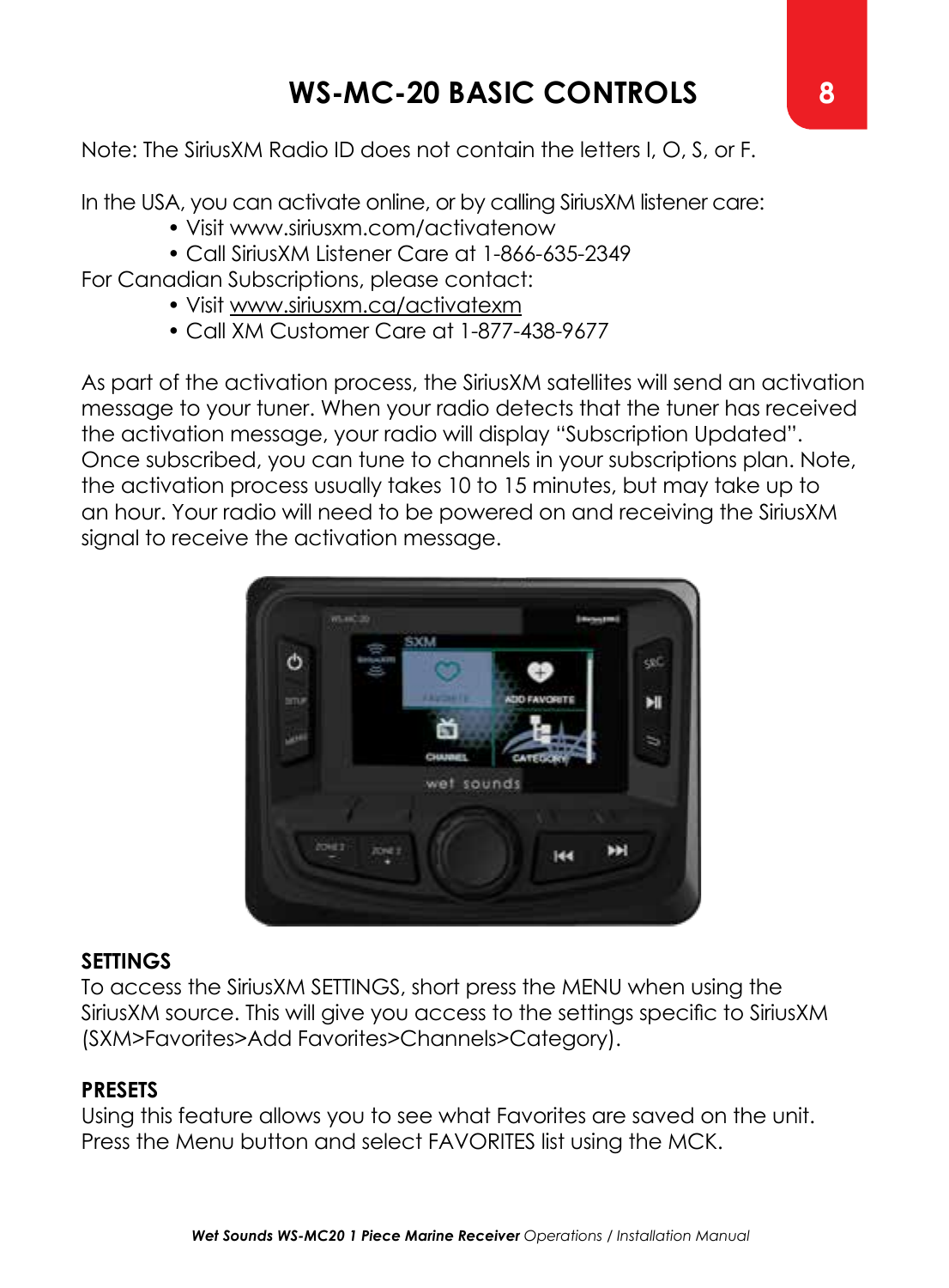# WS-MC-20 BASIC CONTROLS

Note: The SiriusXM Radio ID does not contain the letters I, O, S, or F.

In the USA, you can activate online, or by calling SiriusXM listener care:

- Visit www.siriusxm.com/activatenow
- Call SiriusXM Listener Care at 1-866-635-2349

For Canadian Subscriptions, please contact:

- Visit www.siriusxm.ca/activatexm
- Call XM Customer Care at 1-877-438-9677

As part of the activation process, the SiriusXM satellites will send an activation message to your tuner. When your radio detects that the tuner has received the activation message, your radio will display "Subscription Updated". Once subscribed, you can tune to channels in your subscriptions plan. Note, the activation process usually takes 10 to 15 minutes, but may take up to an hour. Your radio will need to be powered on and receiving the SiriusXM signal to receive the activation message.

**SETTINGS**

To access the SiriusXM SETTINGS, short press the MENU when using the SiriusXM source. This will give you access to the settings specific to SiriusXM (SXM>Favorites>Add Favorites>Channels>Category).

**PRESETS**

Using this feature allows you to see what Favorites are saved on the unit. Press the Menu button and select FAVORITES list using the MCK.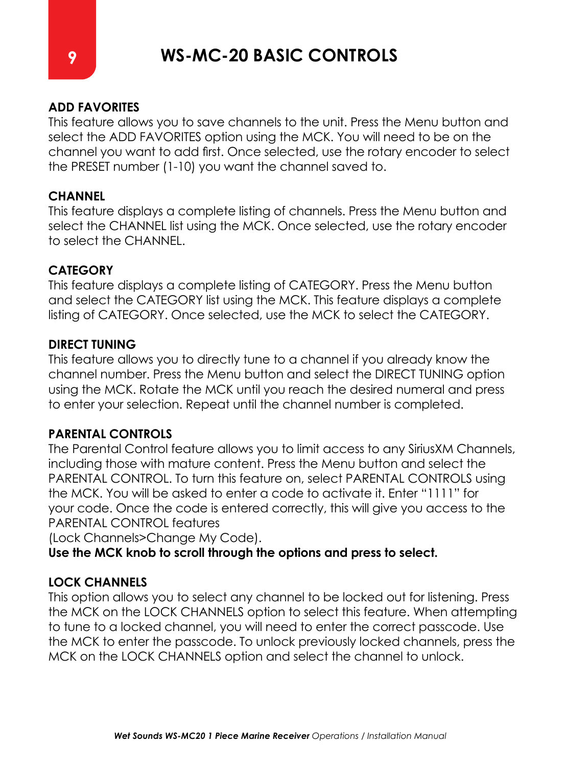# WS-MC-20 BASIC CONTROLS

**ADD FAVORITES**
This feature allows you to save channels to the unit. Press the Menu button and select the ADD FAVORITES option using the MCK. You will need to be on the channel you want to add first. Once selected, use the rotary encoder to select the PRESET number (1-10) you want the channel saved to.

**CHANNEL**
This feature displays a complete listing of channels. Press the Menu button and select the CHANNEL list using the MCK. Once selected, use the rotary encoder to select the CHANNEL.

**CATEGORY**
This feature displays a complete listing of CATEGORY. Press the Menu button and select the CATEGORY list using the MCK. This feature displays a complete listing of CATEGORY. Once selected, use the MCK to select the CATEGORY.

**DIRECT TUNING**
This feature allows you to directly tune to a channel if you already know the channel number. Press the Menu button and select the DIRECT TUNING option using the MCK. Rotate the MCK until you reach the desired numeral and press to enter your selection. Repeat until the channel number is completed.

**PARENTAL CONTROLS**
The Parental Control feature allows you to limit access to any SiriusXM Channels, including those with mature content. Press the Menu button and select the PARENTAL CONTROL. To turn this feature on, select PARENTAL CONTROLS using the MCK. You will be asked to enter a code to activate it. Enter "1111" for your code. Once the code is entered correctly, this will give you access to the PARENTAL CONTROL features
(Lock Channels>Change My Code).
**Use the MCK knob to scroll through the options and press to select.**

**LOCK CHANNELS**
This option allows you to select any channel to be locked out for listening. Press the MCK on the LOCK CHANNELS option to select this feature. When attempting to tune to a locked channel, you will need to enter the correct passcode. Use the MCK to enter the passcode. To unlock previously locked channels, press the MCK on the LOCK CHANNELS option and select the channel to unlock.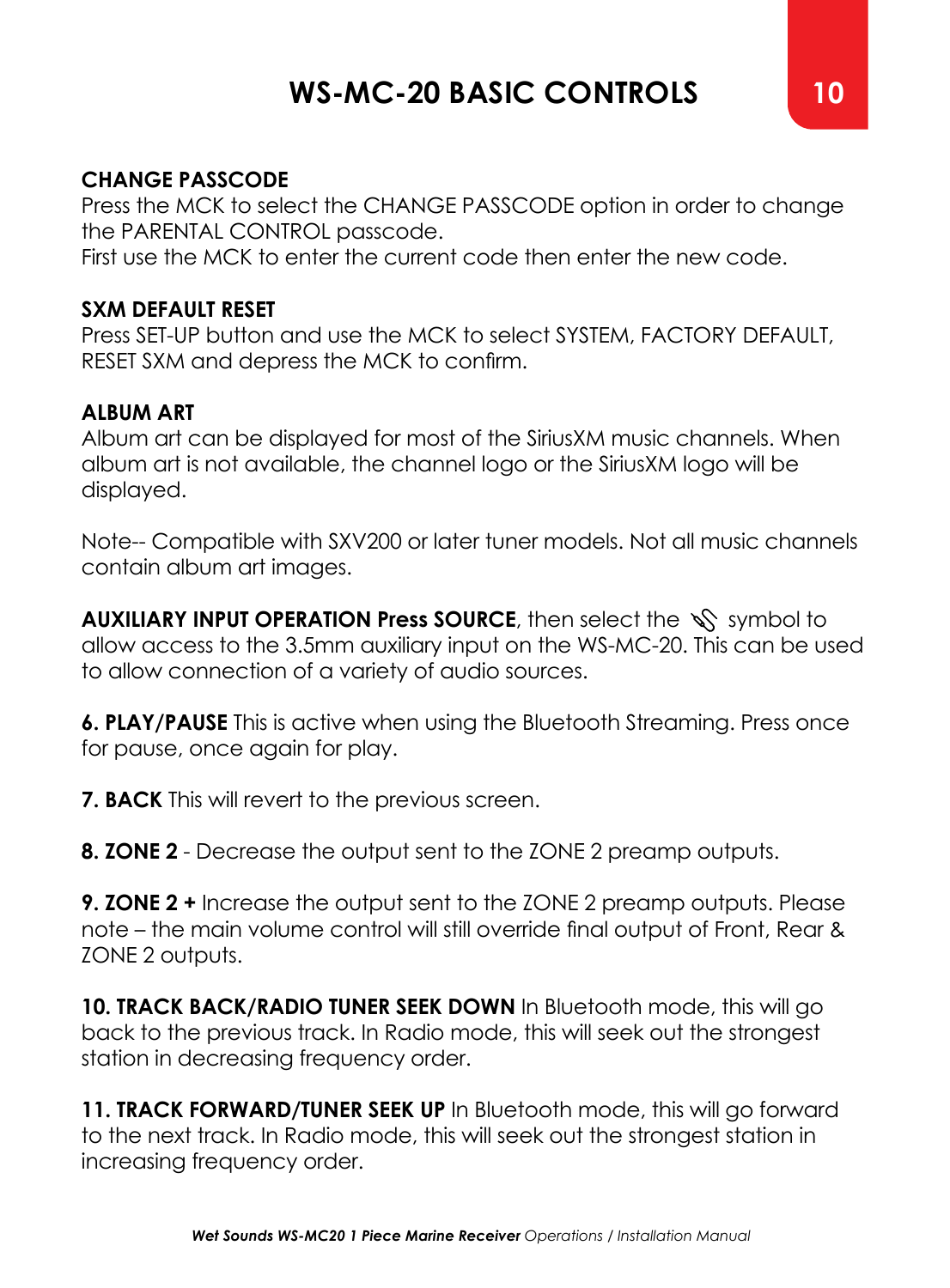# WS-MC-20 BASIC CONTROLS

**CHANGE PASSCODE**
Press the MCK to select the CHANGE PASSCODE option in order to change the PARENTAL CONTROL passcode.
First use the MCK to enter the current code then enter the new code.

**SXM DEFAULT RESET**
Press SET-UP button and use the MCK to select SYSTEM, FACTORY DEFAULT, RESET SXM and depress the MCK to confirm.

**ALBUM ART**
Album art can be displayed for most of the SiriusXM music channels. When album art is not available, the channel logo or the SiriusXM logo will be displayed.

Note-- Compatible with SXV200 or later tuner models. Not all music channels contain album art images.

**AUXILIARY INPUT OPERATION Press SOURCE**, then select the symbol to allow access to the 3.5mm auxiliary input on the WS-MC-20. This can be used to allow connection of a variety of audio sources.

**6. PLAY/PAUSE** This is active when using the Bluetooth Streaming. Press once for pause, once again for play.

**7. BACK** This will revert to the previous screen.

**8. ZONE 2** - Decrease the output sent to the ZONE 2 preamp outputs.

**9. ZONE 2 +** Increase the output sent to the ZONE 2 preamp outputs. Please note – the main volume control will still override final output of Front, Rear & ZONE 2 outputs.

**10. TRACK BACK/RADIO TUNER SEEK DOWN** In Bluetooth mode, this will go back to the previous track. In Radio mode, this will seek out the strongest station in decreasing frequency order.

**11. TRACK FORWARD/TUNER SEEK UP** In Bluetooth mode, this will go forward to the next track. In Radio mode, this will seek out the strongest station in increasing frequency order.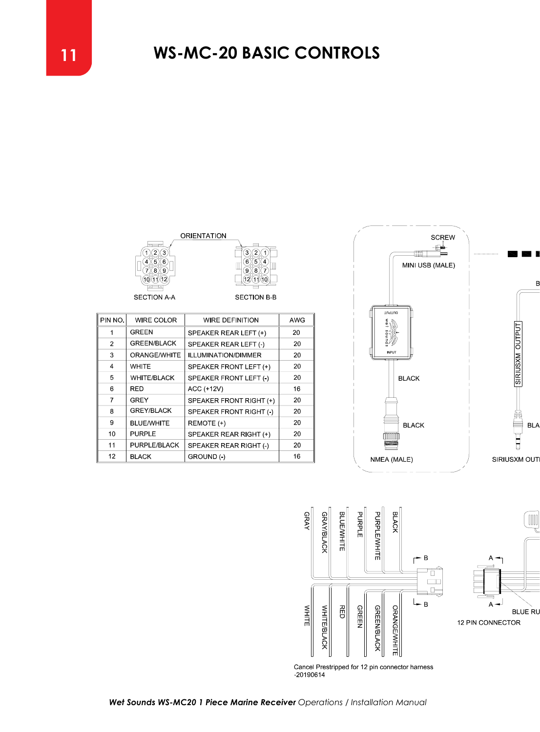# WS-MC-20 BASIC CONTROLS

ORIENTATION

SECTION A-A

SECTION B-B

| PIN NO. | WIRE COLOR | WIRE DEFINITION | AWG |
|---|---|---|---|
| 1 | GREEN | SPEAKER REAR LEFT (+) | 20 |
| 2 | GREEN/BLACK | SPEAKER REAR LEFT (-) | 20 |
| 3 | ORANGE/WHITE | ILLUMINATION/DIMMER | 20 |
| 4 | WHITE | SPEAKER FRONT LEFT (+) | 20 |
| 5 | WHITE/BLACK | SPEAKER FRONT LEFT (-) | 20 |
| 6 | RED | ACC (+12V) | 16 |
| 7 | GREY | SPEAKER FRONT RIGHT (+) | 20 |
| 8 | GREY/BLACK | SPEAKER FRONT RIGHT (-) | 20 |
| 9 | BLUE/WHITE | REMOTE (+) | 20 |
| 10 | PURPLE | SPEAKER REAR RIGHT (+) | 20 |
| 11 | PURPLE/BLACK | SPEAKER REAR RIGHT (-) | 20 |
| 12 | BLACK | GROUND (-) | 16 |

SCREW

MINI USB (MALE)

BLACK

BLACK

NMEA (MALE)

SIRIUSXM OUTPUT

BLA

SIRIUSXM OUT

GRAY, GRAY/BLACK, BLUE/WHITE, PURPLE, PURPLE/WHITE, BLACK

WHITE, WHITE/BLACK, RED, GREEN, GREEN/BLACK, ORANGE/WHITE

BLUE RU

12 PIN CONNECTOR

Cancel Prestripped for 12 pin connector harness
-20190614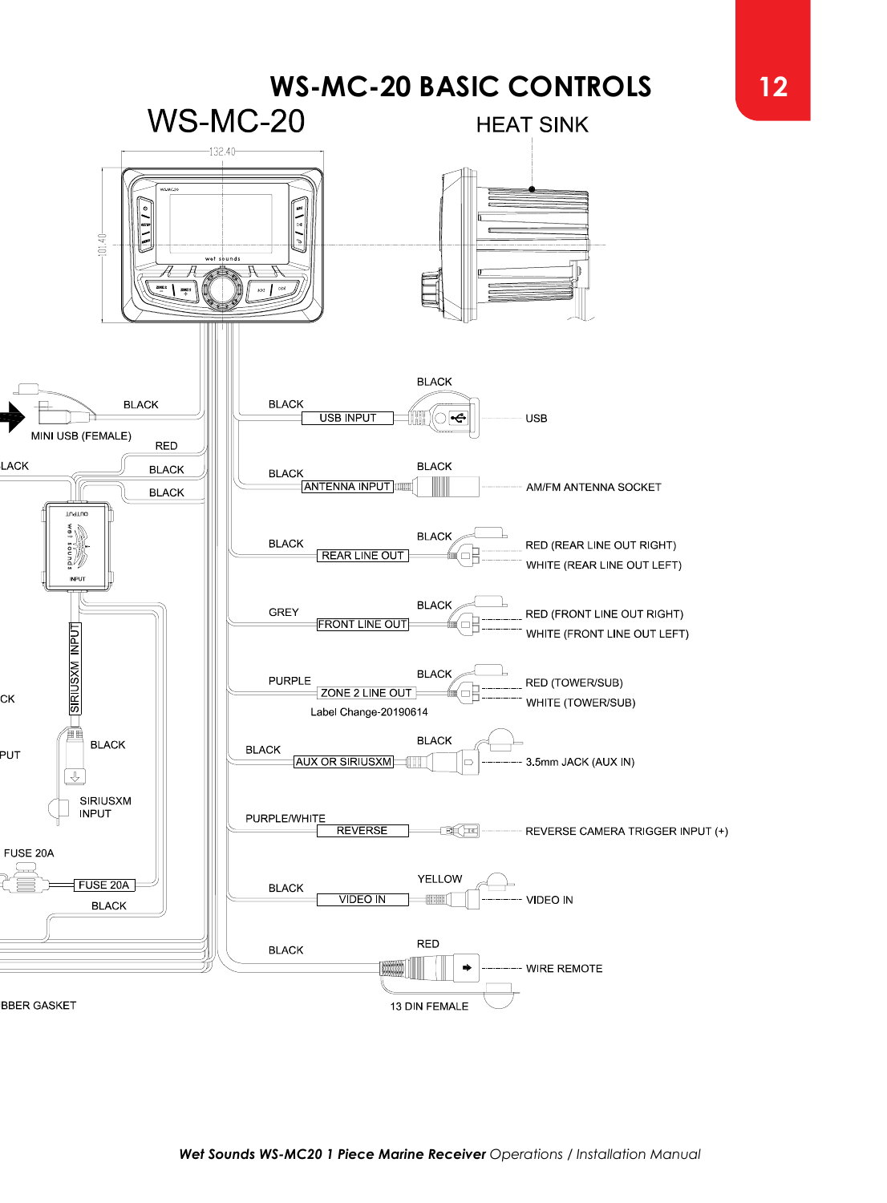# WS-MC-20 BASIC CONTROLS

WS-MC-20

HEAT SINK

132.40

101.40

BLACK

MINI USB (FEMALE)

RED

LACK

BLACK

BLACK

OUTPUT

INPUT

SIRIUSXM INPUT

CK

PUT

BLACK

SIRIUSXM INPUT

FUSE 20A

FUSE 20A

BLACK

BBER GASKET

| Wire Color | Connection | Connector Color | Function |
|---|---|---|---|
| BLACK | USB INPUT | BLACK | USB |
| BLACK | ANTENNA INPUT | BLACK | AM/FM ANTENNA SOCKET |
| BLACK | REAR LINE OUT | BLACK | RED (REAR LINE OUT RIGHT)<br>WHITE (REAR LINE OUT LEFT) |
| GREY | FRONT LINE OUT | BLACK | RED (FRONT LINE OUT RIGHT)<br>WHITE (FRONT LINE OUT LEFT) |
| PURPLE | ZONE 2 LINE OUT | BLACK | RED (TOWER/SUB)<br>WHITE (TOWER/SUB) |
| BLACK | AUX OR SIRIUSXM | BLACK | 3.5mm JACK (AUX IN) |
| PURPLE/WHITE | REVERSE | | REVERSE CAMERA TRIGGER INPUT (+) |
| BLACK | VIDEO IN | YELLOW | VIDEO IN |
| BLACK | 13 DIN FEMALE | RED | WIRE REMOTE |

Label Change-20190614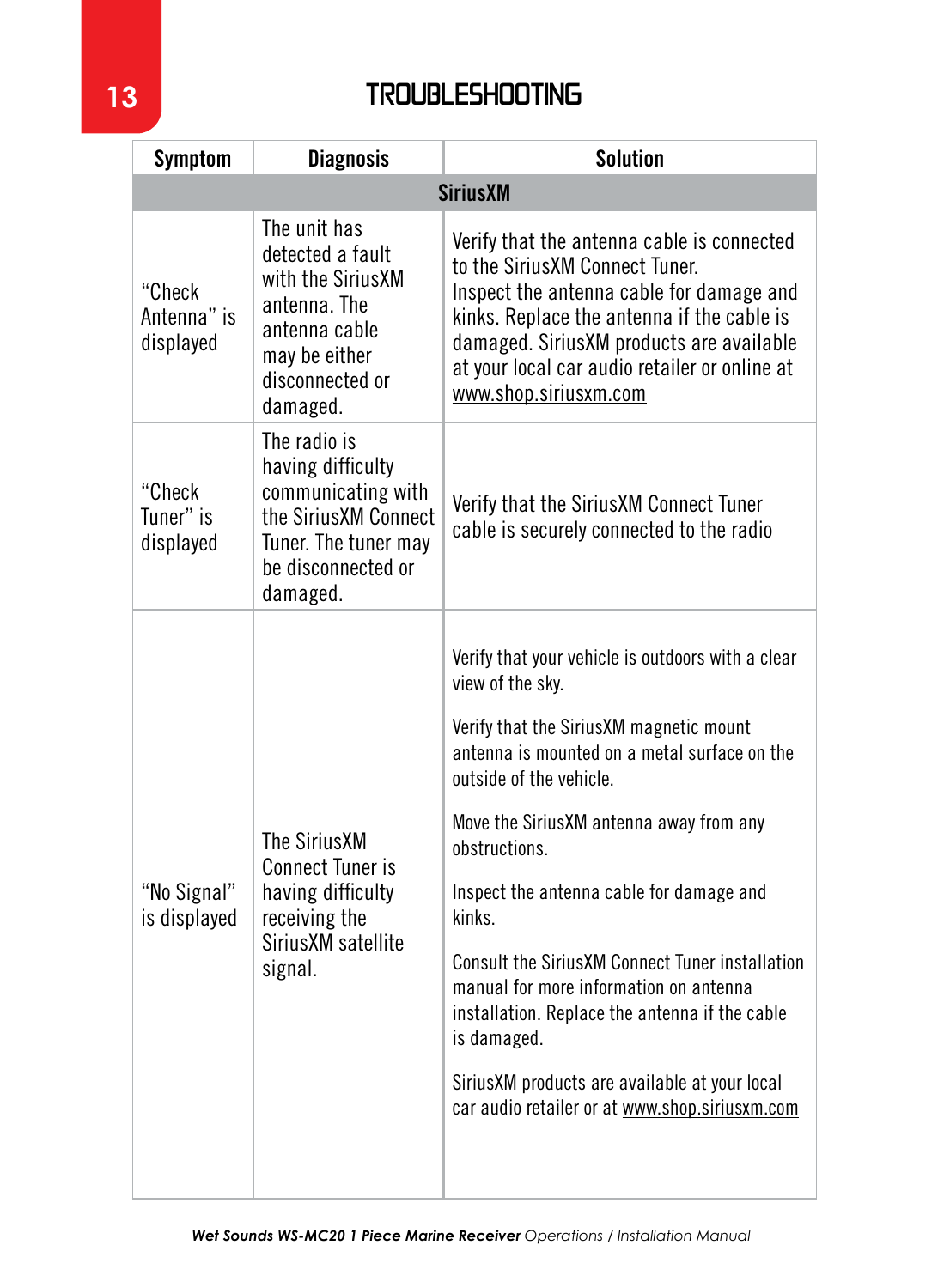# TROUBLESHOOTING

| Symptom | Diagnosis | Solution |
|---|---|---|
| **SiriusXM** | | |
| "Check Antenna" is displayed | The unit has detected a fault with the SiriusXM antenna. The antenna cable may be either disconnected or damaged. | Verify that the antenna cable is connected to the SiriusXM Connect Tuner. Inspect the antenna cable for damage and kinks. Replace the antenna if the cable is damaged. SiriusXM products are available at your local car audio retailer or online at www.shop.siriusxm.com |
| "Check Tuner" is displayed | The radio is having difficulty communicating with the SiriusXM Connect Tuner. The tuner may be disconnected or damaged. | Verify that the SiriusXM Connect Tuner cable is securely connected to the radio |
| "No Signal" is displayed | The SiriusXM Connect Tuner is having difficulty receiving the SiriusXM satellite signal. | Verify that your vehicle is outdoors with a clear view of the sky.<br><br>Verify that the SiriusXM magnetic mount antenna is mounted on a metal surface on the outside of the vehicle.<br><br>Move the SiriusXM antenna away from any obstructions.<br><br>Inspect the antenna cable for damage and kinks.<br><br>Consult the SiriusXM Connect Tuner installation manual for more information on antenna installation. Replace the antenna if the cable is damaged.<br><br>SiriusXM products are available at your local car audio retailer or at www.shop.siriusxm.com |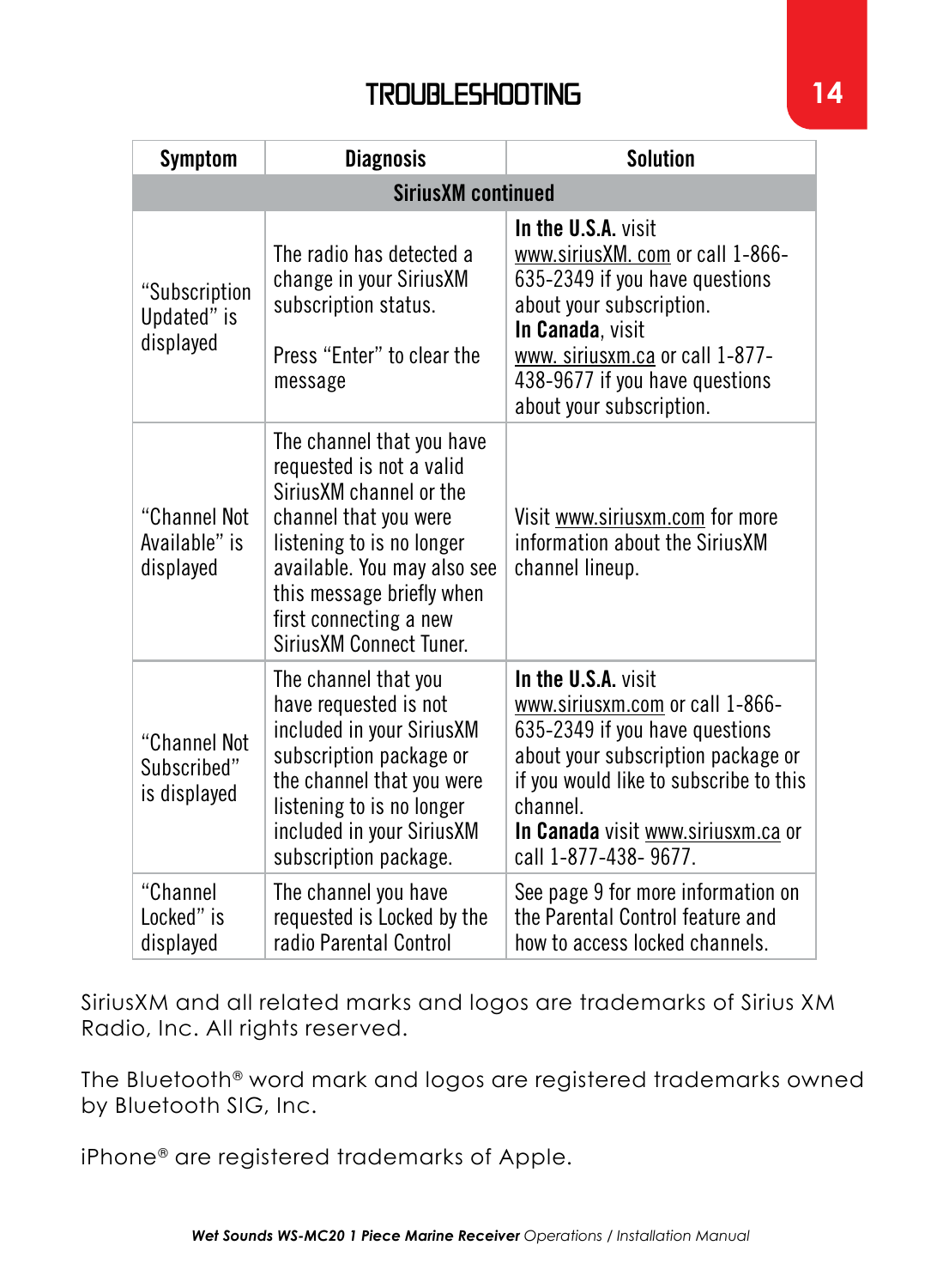# TROUBLESHOOTING

| Symptom | Diagnosis | Solution |
|---|---|---|
| **SiriusXM continued** | | |
| "Subscription Updated" is displayed | The radio has detected a change in your SiriusXM subscription status.<br><br>Press "Enter" to clear the message | **In the U.S.A.** visit www.siriusXM. com or call 1-866-635-2349 if you have questions about your subscription.<br>**In Canada**, visit www. siriusxm.ca or call 1-877-438-9677 if you have questions about your subscription. |
| "Channel Not Available" is displayed | The channel that you have requested is not a valid SiriusXM channel or the channel that you were listening to is no longer available. You may also see this message briefly when first connecting a new SiriusXM Connect Tuner. | Visit www.siriusxm.com for more information about the SiriusXM channel lineup. |
| "Channel Not Subscribed" is displayed | The channel that you have requested is not included in your SiriusXM subscription package or the channel that you were listening to is no longer included in your SiriusXM subscription package. | **In the U.S.A.** visit www.siriusxm.com or call 1-866-635-2349 if you have questions about your subscription package or if you would like to subscribe to this channel.<br>**In Canada** visit www.siriusxm.ca or call 1-877-438- 9677. |
| "Channel Locked" is displayed | The channel you have requested is Locked by the radio Parental Control | See page 9 for more information on the Parental Control feature and how to access locked channels. |

SiriusXM and all related marks and logos are trademarks of Sirius XM Radio, Inc. All rights reserved.

The Bluetooth® word mark and logos are registered trademarks owned by Bluetooth SIG, Inc.

iPhone® are registered trademarks of Apple.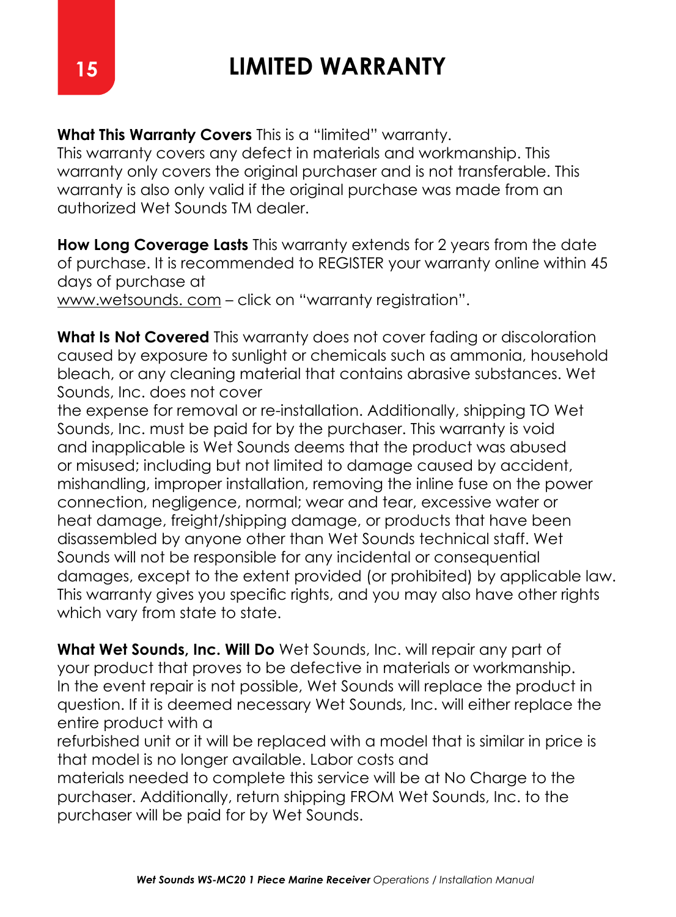# LIMITED WARRANTY

**What This Warranty Covers** This is a "limited" warranty.
This warranty covers any defect in materials and workmanship. This warranty only covers the original purchaser and is not transferable. This warranty is also only valid if the original purchase was made from an authorized Wet Sounds TM dealer.

**How Long Coverage Lasts** This warranty extends for 2 years from the date of purchase. It is recommended to REGISTER your warranty online within 45 days of purchase at
www.wetsounds. com – click on "warranty registration".

**What Is Not Covered** This warranty does not cover fading or discoloration caused by exposure to sunlight or chemicals such as ammonia, household bleach, or any cleaning material that contains abrasive substances. Wet Sounds, Inc. does not cover
the expense for removal or re-installation. Additionally, shipping TO Wet Sounds, Inc. must be paid for by the purchaser. This warranty is void and inapplicable is Wet Sounds deems that the product was abused or misused; including but not limited to damage caused by accident, mishandling, improper installation, removing the inline fuse on the power connection, negligence, normal; wear and tear, excessive water or heat damage, freight/shipping damage, or products that have been disassembled by anyone other than Wet Sounds technical staff. Wet Sounds will not be responsible for any incidental or consequential damages, except to the extent provided (or prohibited) by applicable law. This warranty gives you specific rights, and you may also have other rights which vary from state to state.

**What Wet Sounds, Inc. Will Do** Wet Sounds, Inc. will repair any part of your product that proves to be defective in materials or workmanship. In the event repair is not possible, Wet Sounds will replace the product in question. If it is deemed necessary Wet Sounds, Inc. will either replace the entire product with a
refurbished unit or it will be replaced with a model that is similar in price is that model is no longer available. Labor costs and
materials needed to complete this service will be at No Charge to the purchaser. Additionally, return shipping FROM Wet Sounds, Inc. to the purchaser will be paid for by Wet Sounds.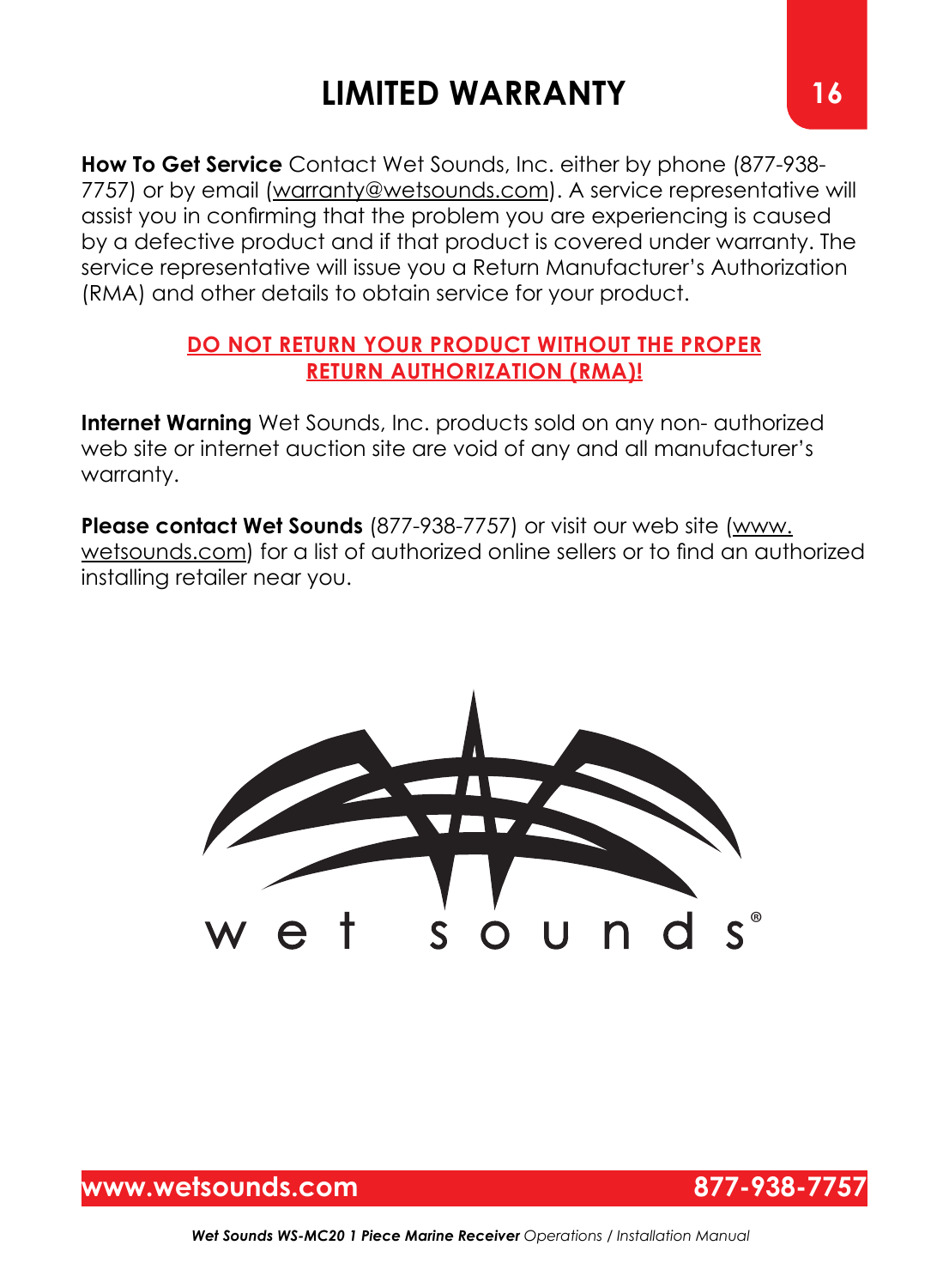# LIMITED WARRANTY

**How To Get Service** Contact Wet Sounds, Inc. either by phone (877-938-7757) or by email (warranty@wetsounds.com). A service representative will assist you in confirming that the problem you are experiencing is caused by a defective product and if that product is covered under warranty. The service representative will issue you a Return Manufacturer's Authorization (RMA) and other details to obtain service for your product.

**DO NOT RETURN YOUR PRODUCT WITHOUT THE PROPER RETURN AUTHORIZATION (RMA)!**

**Internet Warning** Wet Sounds, Inc. products sold on any non- authorized web site or internet auction site are void of any and all manufacturer's warranty.

**Please contact Wet Sounds** (877-938-7757) or visit our web site (www.wetsounds.com) for a list of authorized online sellers or to find an authorized installing retailer near you.

wet sounds®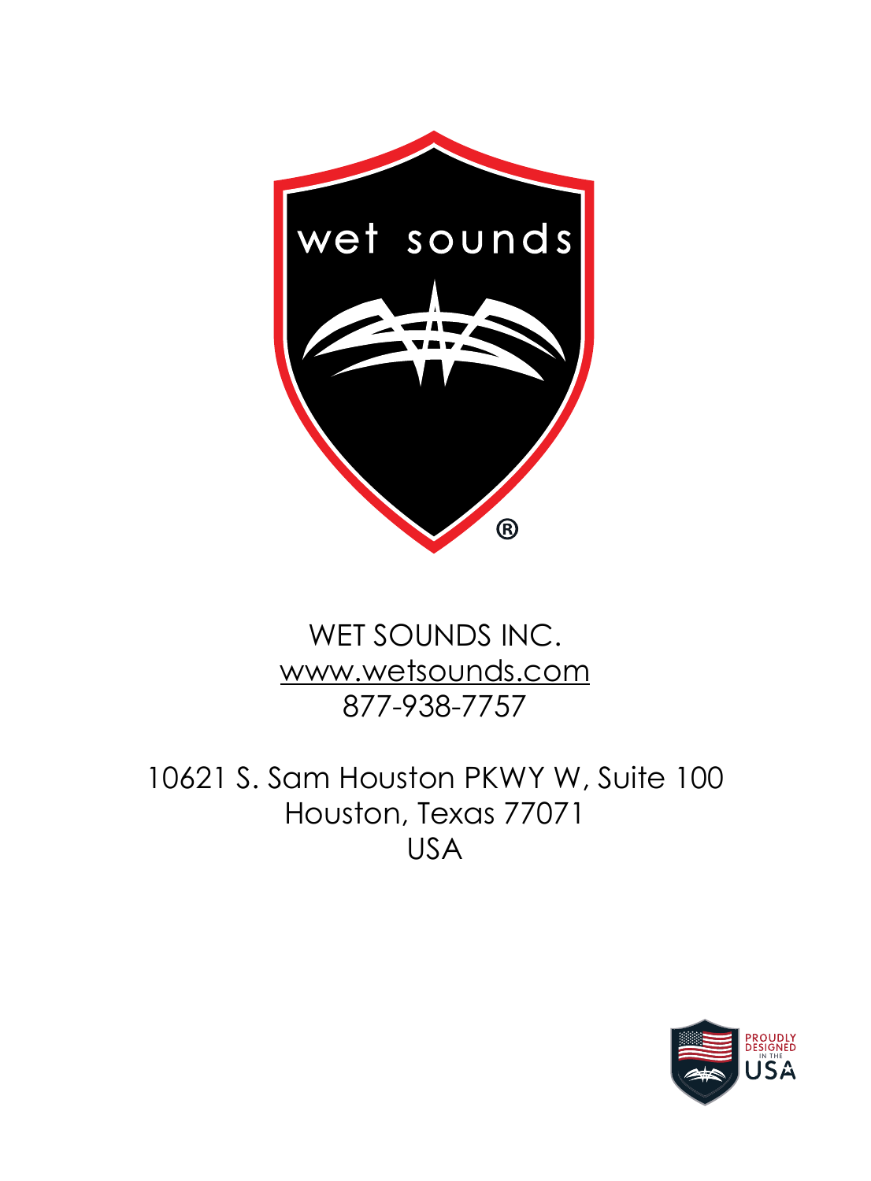WET SOUNDS INC.
www.wetsounds.com
877-938-7757

10621 S. Sam Houston PKWY W, Suite 100
Houston, Texas 77071
USA